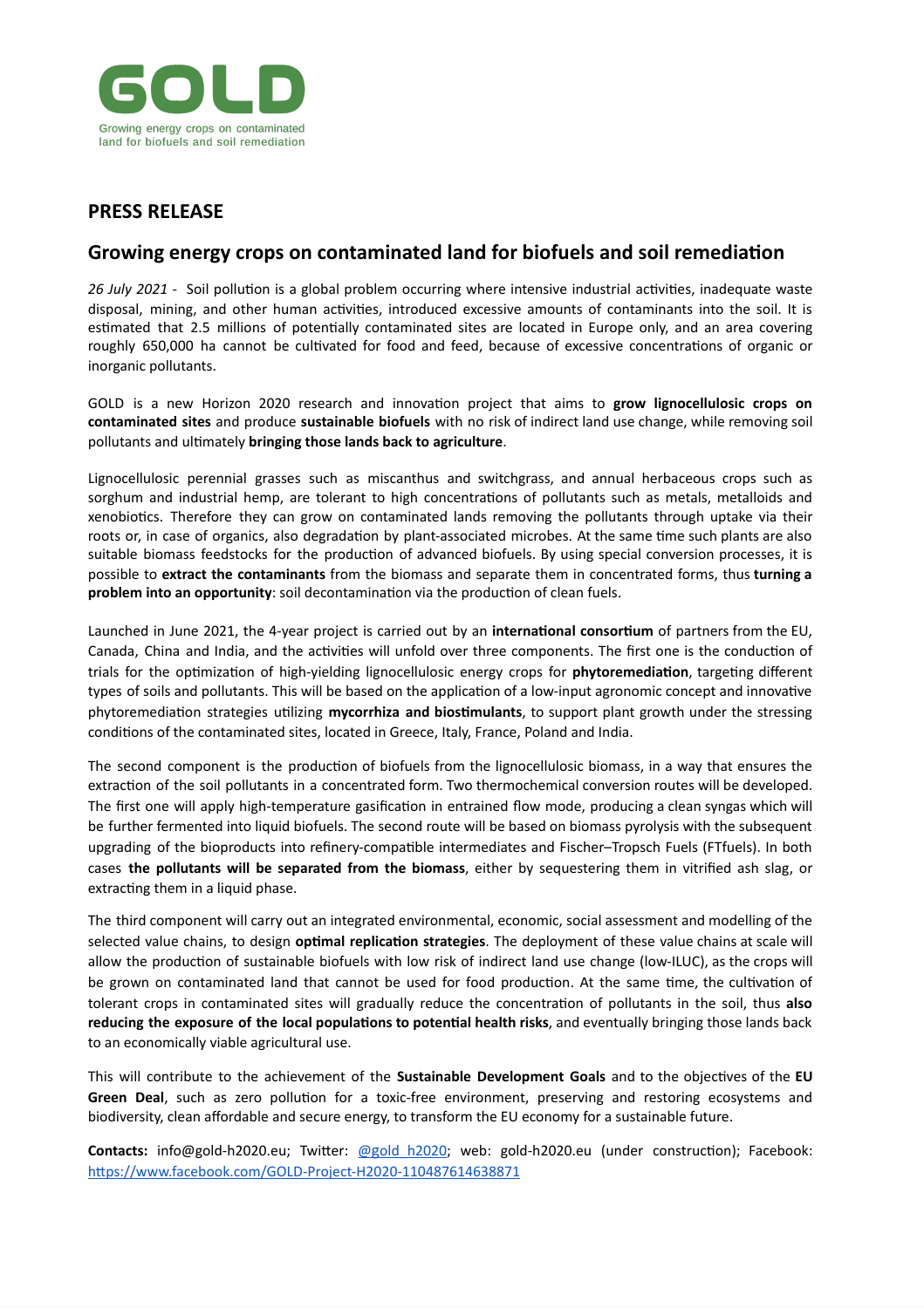GOLD

Growing energy crops on contaminated land for biofuels and soil remediation

## PRESS RELEASE

## Growing energy crops on contaminated land for biofuels and soil remediation

*26 July 2021* - Soil pollution is a global problem occurring where intensive industrial activities, inadequate waste disposal, mining, and other human activities, introduced excessive amounts of contaminants into the soil. It is estimated that 2.5 millions of potentially contaminated sites are located in Europe only, and an area covering roughly 650,000 ha cannot be cultivated for food and feed, because of excessive concentrations of organic or inorganic pollutants.

GOLD is a new Horizon 2020 research and innovation project that aims to **grow lignocellulosic crops on contaminated sites** and produce **sustainable biofuels** with no risk of indirect land use change, while removing soil pollutants and ultimately **bringing those lands back to agriculture**.

Lignocellulosic perennial grasses such as miscanthus and switchgrass, and annual herbaceous crops such as sorghum and industrial hemp, are tolerant to high concentrations of pollutants such as metals, metalloids and xenobiotics. Therefore they can grow on contaminated lands removing the pollutants through uptake via their roots or, in case of organics, also degradation by plant-associated microbes. At the same time such plants are also suitable biomass feedstocks for the production of advanced biofuels. By using special conversion processes, it is possible to **extract the contaminants** from the biomass and separate them in concentrated forms, thus **turning a problem into an opportunity**: soil decontamination via the production of clean fuels.

Launched in June 2021, the 4-year project is carried out by an **international consortium** of partners from the EU, Canada, China and India, and the activities will unfold over three components. The first one is the conduction of trials for the optimization of high-yielding lignocellulosic energy crops for **phytoremediation**, targeting different types of soils and pollutants. This will be based on the application of a low-input agronomic concept and innovative phytoremediation strategies utilizing **mycorrhiza and biostimulants**, to support plant growth under the stressing conditions of the contaminated sites, located in Greece, Italy, France, Poland and India.

The second component is the production of biofuels from the lignocellulosic biomass, in a way that ensures the extraction of the soil pollutants in a concentrated form. Two thermochemical conversion routes will be developed. The first one will apply high-temperature gasification in entrained flow mode, producing a clean syngas which will be further fermented into liquid biofuels. The second route will be based on biomass pyrolysis with the subsequent upgrading of the bioproducts into refinery-compatible intermediates and Fischer–Tropsch Fuels (FTfuels). In both cases **the pollutants will be separated from the biomass**, either by sequestering them in vitrified ash slag, or extracting them in a liquid phase.

The third component will carry out an integrated environmental, economic, social assessment and modelling of the selected value chains, to design **optimal replication strategies**. The deployment of these value chains at scale will allow the production of sustainable biofuels with low risk of indirect land use change (low-ILUC), as the crops will be grown on contaminated land that cannot be used for food production. At the same time, the cultivation of tolerant crops in contaminated sites will gradually reduce the concentration of pollutants in the soil, thus **also reducing the exposure of the local populations to potential health risks**, and eventually bringing those lands back to an economically viable agricultural use.

This will contribute to the achievement of the **Sustainable Development Goals** and to the objectives of the **EU Green Deal**, such as zero pollution for a toxic-free environment, preserving and restoring ecosystems and biodiversity, clean affordable and secure energy, to transform the EU economy for a sustainable future.

**Contacts:** info@gold-h2020.eu; Twitter: @gold_h2020; web: gold-h2020.eu (under construction); Facebook: https://www.facebook.com/GOLD-Project-H2020-110487614638871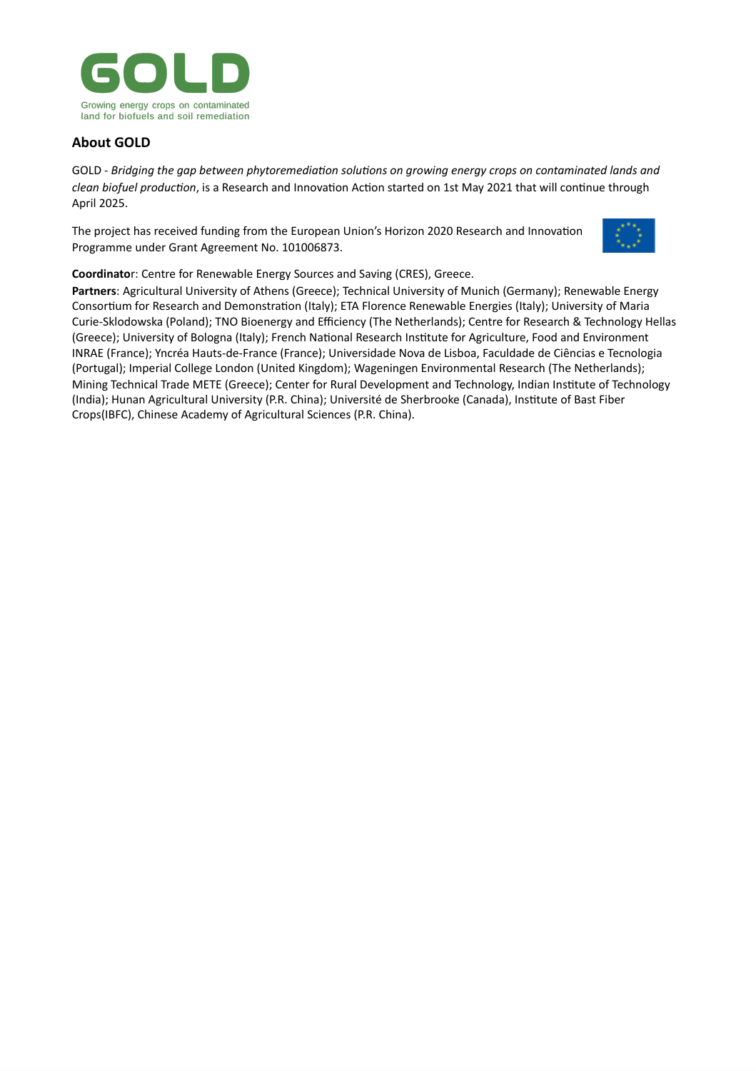GOLD

Growing energy crops on contaminated land for biofuels and soil remediation

## About GOLD

GOLD - *Bridging the gap between phytoremediation solutions on growing energy crops on contaminated lands and clean biofuel production*, is a Research and Innovation Action started on 1st May 2021 that will continue through April 2025.

The project has received funding from the European Union's Horizon 2020 Research and Innovation Programme under Grant Agreement No. 101006873.

**Coordinato**r: Centre for Renewable Energy Sources and Saving (CRES), Greece.

**Partners**: Agricultural University of Athens (Greece); Technical University of Munich (Germany); Renewable Energy Consortium for Research and Demonstration (Italy); ETA Florence Renewable Energies (Italy); University of Maria Curie-Sklodowska (Poland); TNO Bioenergy and Efficiency (The Netherlands); Centre for Research & Technology Hellas (Greece); University of Bologna (Italy); French National Research Institute for Agriculture, Food and Environment INRAE (France); Yncréa Hauts-de-France (France); Universidade Nova de Lisboa, Faculdade de Ciências e Tecnologia (Portugal); Imperial College London (United Kingdom); Wageningen Environmental Research (The Netherlands); Mining Technical Trade METE (Greece); Center for Rural Development and Technology, Indian Institute of Technology (India); Hunan Agricultural University (P.R. China); Université de Sherbrooke (Canada), Institute of Bast Fiber Crops(IBFC), Chinese Academy of Agricultural Sciences (P.R. China).